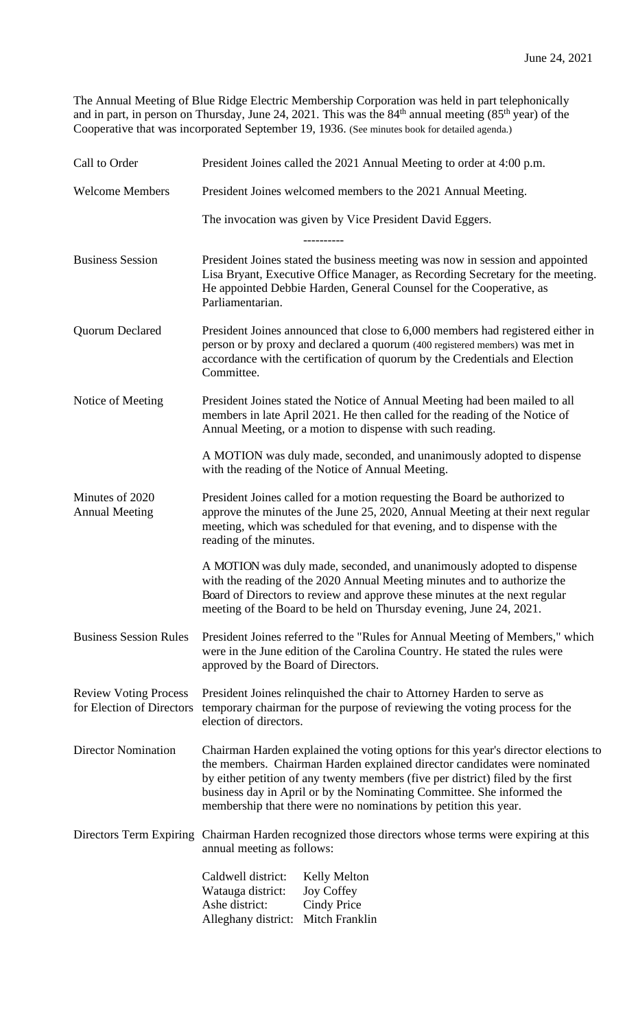June 24, 2021

The Annual Meeting of Blue Ridge Electric Membership Corporation was held in part telephonically and in part, in person on Thursday, June 24, 2021. This was the 84th annual meeting (85th year) of the Cooperative that was incorporated September 19, 1936. (See minutes book for detailed agenda.)

| | |
|---|---|
| Call to Order | President Joines called the 2021 Annual Meeting to order at 4:00 p.m. |
| Welcome Members | President Joines welcomed members to the 2021 Annual Meeting.<br><br>The invocation was given by Vice President David Eggers.<br><br>---------- |
| Business Session | President Joines stated the business meeting was now in session and appointed Lisa Bryant, Executive Office Manager, as Recording Secretary for the meeting. He appointed Debbie Harden, General Counsel for the Cooperative, as Parliamentarian. |
| Quorum Declared | President Joines announced that close to 6,000 members had registered either in person or by proxy and declared a quorum (400 registered members) was met in accordance with the certification of quorum by the Credentials and Election Committee. |
| Notice of Meeting | President Joines stated the Notice of Annual Meeting had been mailed to all members in late April 2021. He then called for the reading of the Notice of Annual Meeting, or a motion to dispense with such reading.<br><br>A MOTION was duly made, seconded, and unanimously adopted to dispense with the reading of the Notice of Annual Meeting. |
| Minutes of 2020 Annual Meeting | President Joines called for a motion requesting the Board be authorized to approve the minutes of the June 25, 2020, Annual Meeting at their next regular meeting, which was scheduled for that evening, and to dispense with the reading of the minutes.<br><br>A MOTION was duly made, seconded, and unanimously adopted to dispense with the reading of the 2020 Annual Meeting minutes and to authorize the Board of Directors to review and approve these minutes at the next regular meeting of the Board to be held on Thursday evening, June 24, 2021. |
| Business Session Rules | President Joines referred to the "Rules for Annual Meeting of Members," which were in the June edition of the Carolina Country. He stated the rules were approved by the Board of Directors. |
| Review Voting Process for Election of Directors | President Joines relinquished the chair to Attorney Harden to serve as temporary chairman for the purpose of reviewing the voting process for the election of directors. |
| Director Nomination | Chairman Harden explained the voting options for this year's director elections to the members. Chairman Harden explained director candidates were nominated by either petition of any twenty members (five per district) filed by the first business day in April or by the Nominating Committee. She informed the membership that there were no nominations by petition this year. |
| Directors Term Expiring | Chairman Harden recognized those directors whose terms were expiring at this annual meeting as follows:<br><br>Caldwell district: Kelly Melton<br>Watauga district: Joy Coffey<br>Ashe district: Cindy Price<br>Alleghany district: Mitch Franklin |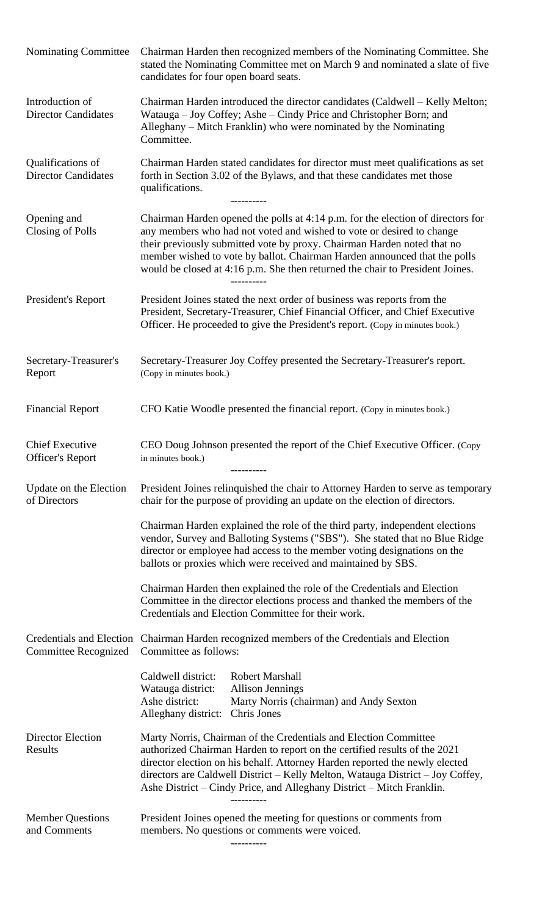**Nominating Committee**

Chairman Harden then recognized members of the Nominating Committee. She stated the Nominating Committee met on March 9 and nominated a slate of five candidates for four open board seats.

**Introduction of Director Candidates**

Chairman Harden introduced the director candidates (Caldwell – Kelly Melton; Watauga – Joy Coffey; Ashe – Cindy Price and Christopher Born; and Alleghany – Mitch Franklin) who were nominated by the Nominating Committee.

**Qualifications of Director Candidates**

Chairman Harden stated candidates for director must meet qualifications as set forth in Section 3.02 of the Bylaws, and that these candidates met those qualifications.

----------

**Opening and Closing of Polls**

Chairman Harden opened the polls at 4:14 p.m. for the election of directors for any members who had not voted and wished to vote or desired to change their previously submitted vote by proxy. Chairman Harden noted that no member wished to vote by ballot. Chairman Harden announced that the polls would be closed at 4:16 p.m. She then returned the chair to President Joines.

----------

**President's Report**

President Joines stated the next order of business was reports from the President, Secretary-Treasurer, Chief Financial Officer, and Chief Executive Officer. He proceeded to give the President's report. (Copy in minutes book.)

**Secretary-Treasurer's Report**

Secretary-Treasurer Joy Coffey presented the Secretary-Treasurer's report. (Copy in minutes book.)

**Financial Report**

CFO Katie Woodle presented the financial report. (Copy in minutes book.)

**Chief Executive Officer's Report**

CEO Doug Johnson presented the report of the Chief Executive Officer. (Copy in minutes book.)

----------

**Update on the Election of Directors**

President Joines relinquished the chair to Attorney Harden to serve as temporary chair for the purpose of providing an update on the election of directors.

Chairman Harden explained the role of the third party, independent elections vendor, Survey and Balloting Systems ("SBS"). She stated that no Blue Ridge director or employee had access to the member voting designations on the ballots or proxies which were received and maintained by SBS.

Chairman Harden then explained the role of the Credentials and Election Committee in the director elections process and thanked the members of the Credentials and Election Committee for their work.

**Credentials and Election Committee Recognized**

Chairman Harden recognized members of the Credentials and Election Committee as follows:

| | |
|---|---|
| Caldwell district: | Robert Marshall |
| Watauga district: | Allison Jennings |
| Ashe district: | Marty Norris (chairman) and Andy Sexton |
| Alleghany district: | Chris Jones |

**Director Election Results**

Marty Norris, Chairman of the Credentials and Election Committee authorized Chairman Harden to report on the certified results of the 2021 director election on his behalf. Attorney Harden reported the newly elected directors are Caldwell District – Kelly Melton, Watauga District – Joy Coffey, Ashe District – Cindy Price, and Alleghany District – Mitch Franklin.

----------

**Member Questions and Comments**

President Joines opened the meeting for questions or comments from members. No questions or comments were voiced.

----------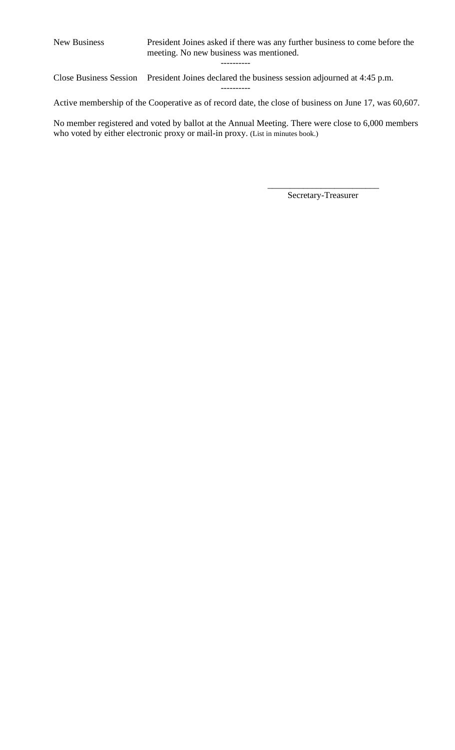New Business President Joines asked if there was any further business to come before the meeting. No new business was mentioned.

----------

Close Business Session President Joines declared the business session adjourned at 4:45 p.m.

----------

Active membership of the Cooperative as of record date, the close of business on June 17, was 60,607.

No member registered and voted by ballot at the Annual Meeting. There were close to 6,000 members who voted by either electronic proxy or mail-in proxy. (List in minutes book.)

\_\_\_\_\_\_\_\_\_\_\_\_\_\_\_\_\_\_\_\_\_\_\_\_\_

Secretary-Treasurer